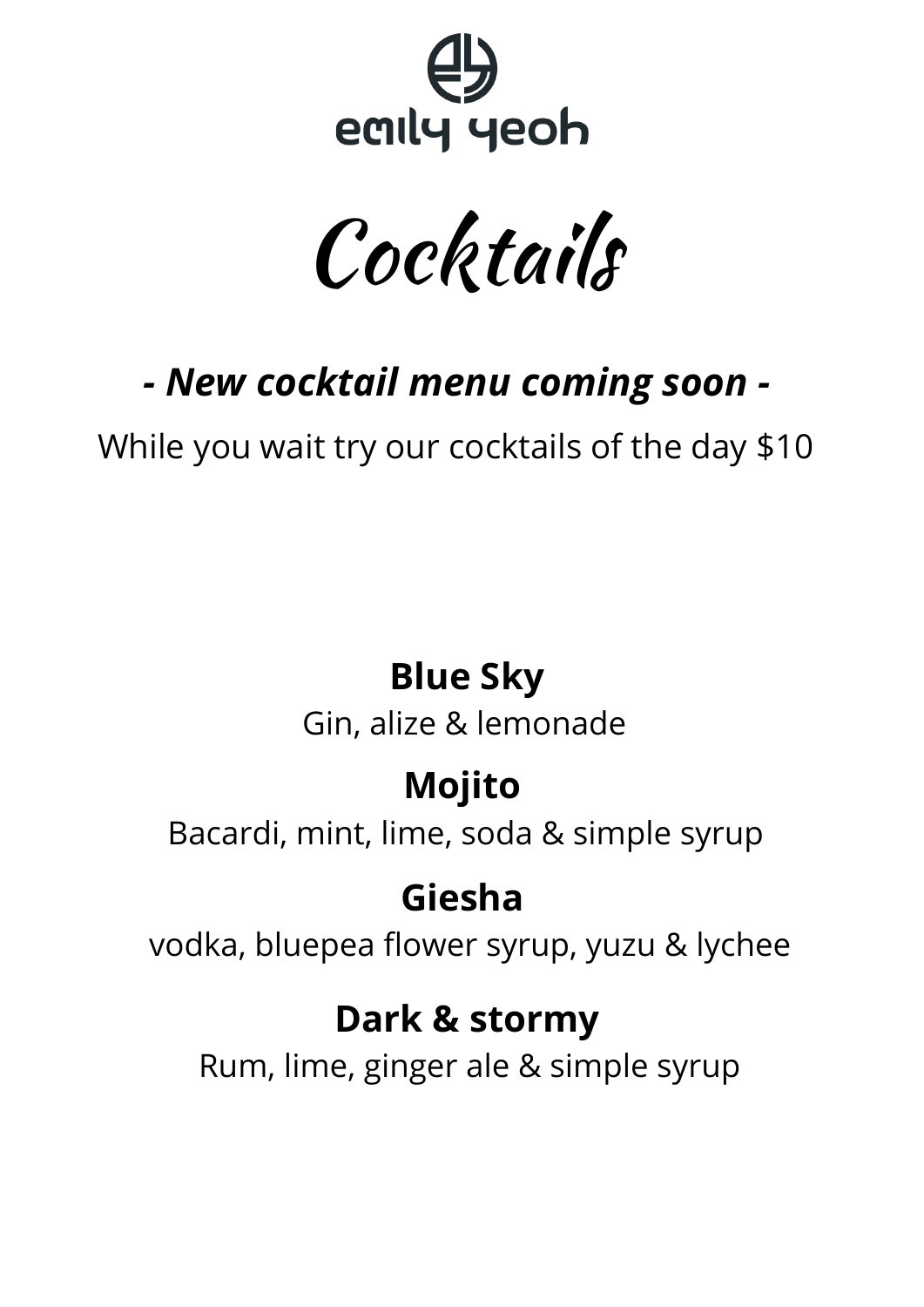emily yeoh

# Cocktails

***- New cocktail menu coming soon -***

While you wait try our cocktails of the day $10

**Blue Sky**

Gin, alize & lemonade

**Mojito**

Bacardi, mint, lime, soda & simple syrup

**Giesha**

vodka, bluepea flower syrup, yuzu & lychee

**Dark & stormy**

Rum, lime, ginger ale & simple syrup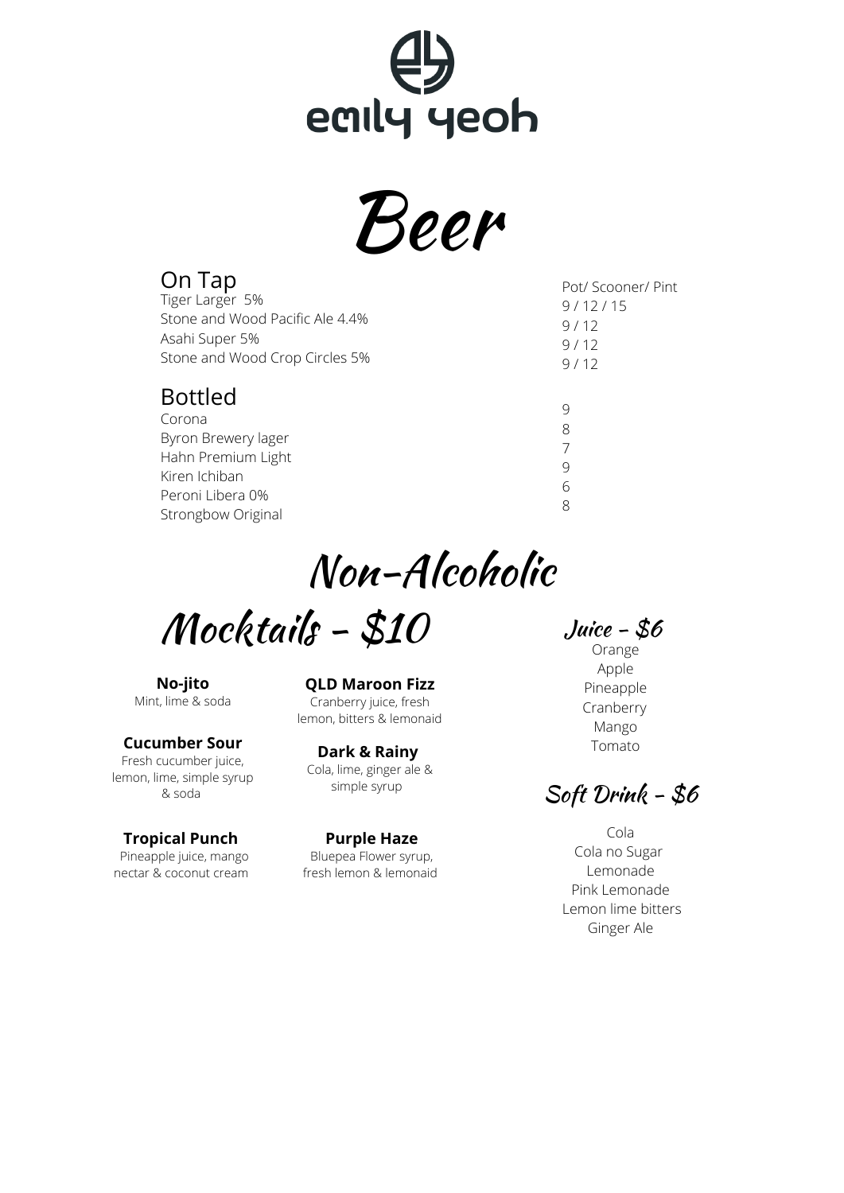# emily yeoh

# Beer

## On Tap

| | Pot/ Scooner/ Pint |
|---|---|
| Tiger Larger 5% | 9 / 12 / 15 |
| Stone and Wood Pacific Ale 4.4% | 9 / 12 |
| Asahi Super 5% | 9 / 12 |
| Stone and Wood Crop Circles 5% | 9 / 12 |

## Bottled

| | |
|---|---|
| Corona | 9 |
| Byron Brewery lager | 8 |
| Hahn Premium Light | 7 |
| Kiren Ichiban | 9 |
| Peroni Libera 0% | 6 |
| Strongbow Original | 8 |

# Non-Alcoholic

## Mocktails - $10

**No-jito**
Mint, lime & soda

**Cucumber Sour**
Fresh cucumber juice, lemon, lime, simple syrup & soda

**Tropical Punch**
Pineapple juice, mango nectar & coconut cream

**QLD Maroon Fizz**
Cranberry juice, fresh lemon, bitters & lemonaid

**Dark & Rainy**
Cola, lime, ginger ale & simple syrup

**Purple Haze**
Bluepea Flower syrup, fresh lemon & lemonaid

## Juice - $6

Orange
Apple
Pineapple
Cranberry
Mango
Tomato

## Soft Drink - $6

Cola
Cola no Sugar
Lemonade
Pink Lemonade
Lemon lime bitters
Ginger Ale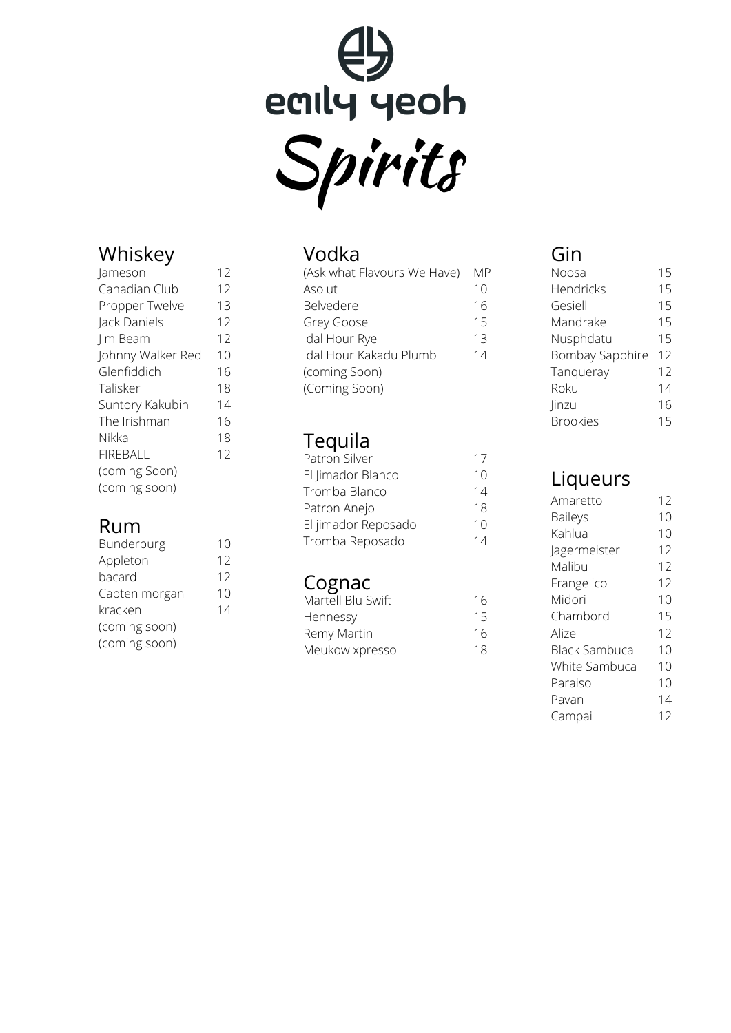# emily yeoh

# Spirits

## Whiskey

| | |
|---|---|
| Jameson | 12 |
| Canadian Club | 12 |
| Propper Twelve | 13 |
| Jack Daniels | 12 |
| Jim Beam | 12 |
| Johnny Walker Red | 10 |
| Glenfiddich | 16 |
| Talisker | 18 |
| Suntory Kakubin | 14 |
| The Irishman | 16 |
| Nikka | 18 |
| FIREBALL | 12 |
| (coming Soon) | |
| (coming soon) | |

## Rum

| | |
|---|---|
| Bunderburg | 10 |
| Appleton | 12 |
| bacardi | 12 |
| Capten morgan | 10 |
| kracken | 14 |
| (coming soon) | |
| (coming soon) | |

## Vodka

| | |
|---|---|
| (Ask what Flavours We Have) | MP |
| Asolut | 10 |
| Belvedere | 16 |
| Grey Goose | 15 |
| Idal Hour Rye | 13 |
| Idal Hour Kakadu Plumb | 14 |
| (coming Soon) | |
| (Coming Soon) | |

## Tequila

| | |
|---|---|
| Patron Silver | 17 |
| El Jimador Blanco | 10 |
| Tromba Blanco | 14 |
| Patron Anejo | 18 |
| El jimador Reposado | 10 |
| Tromba Reposado | 14 |

## Cognac

| | |
|---|---|
| Martell Blu Swift | 16 |
| Hennessy | 15 |
| Remy Martin | 16 |
| Meukow xpresso | 18 |

## Gin

| | |
|---|---|
| Noosa | 15 |
| Hendricks | 15 |
| Gesiell | 15 |
| Mandrake | 15 |
| Nusphdatu | 15 |
| Bombay Sapphire | 12 |
| Tanqueray | 12 |
| Roku | 14 |
| Jinzu | 16 |
| Brookies | 15 |

## Liqueurs

| | |
|---|---|
| Amaretto | 12 |
| Baileys | 10 |
| Kahlua | 10 |
| Jagermeister | 12 |
| Malibu | 12 |
| Frangelico | 12 |
| Midori | 10 |
| Chambord | 15 |
| Alize | 12 |
| Black Sambuca | 10 |
| White Sambuca | 10 |
| Paraiso | 10 |
| Pavan | 14 |
| Campai | 12 |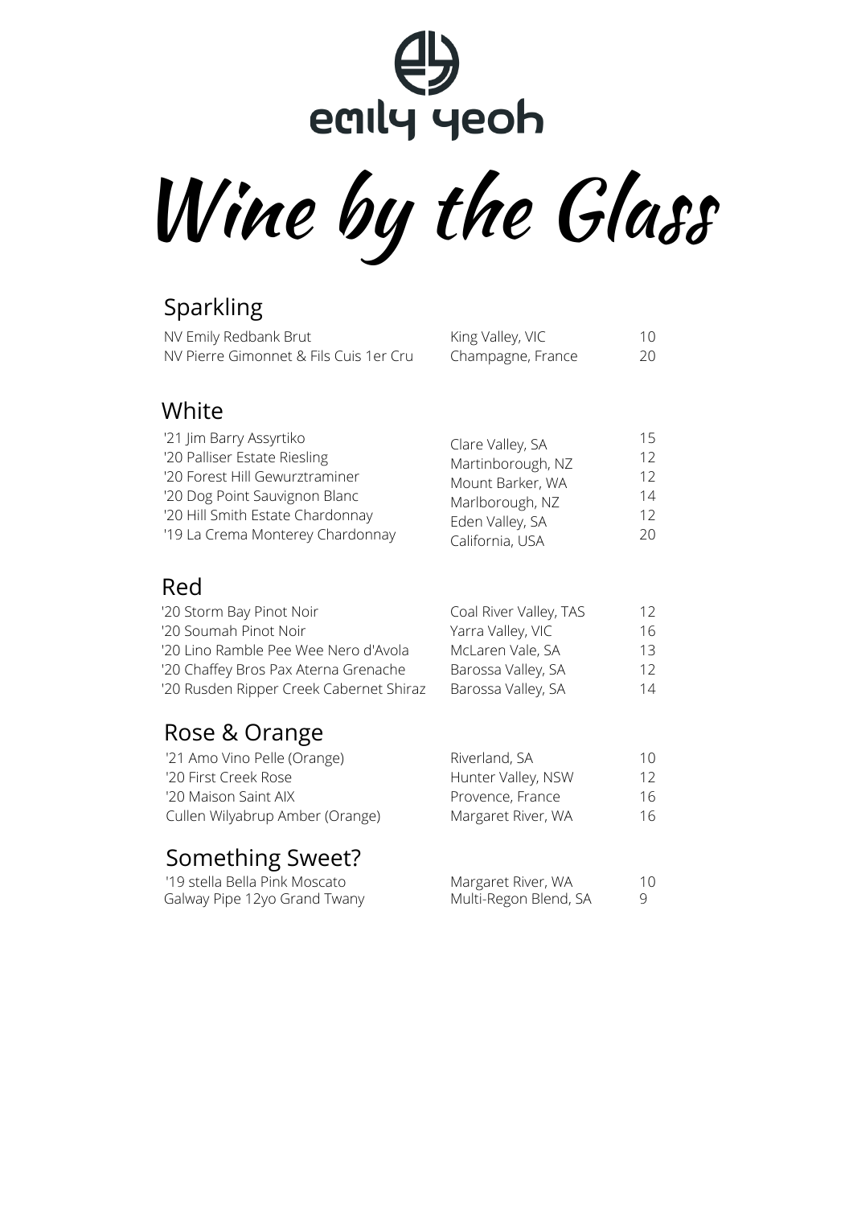emily yeoh

# Wine by the Glass

## Sparkling

| | | |
|---|---|---|
| NV Emily Redbank Brut | King Valley, VIC | 10 |
| NV Pierre Gimonnet & Fils Cuis 1er Cru | Champagne, France | 20 |

## White

| | | |
|---|---|---|
| '21 Jim Barry Assyrtiko | Clare Valley, SA | 15 |
| '20 Palliser Estate Riesling | Martinborough, NZ | 12 |
| '20 Forest Hill Gewurztraminer | Mount Barker, WA | 12 |
| '20 Dog Point Sauvignon Blanc | Marlborough, NZ | 14 |
| '20 Hill Smith Estate Chardonnay | Eden Valley, SA | 12 |
| '19 La Crema Monterey Chardonnay | California, USA | 20 |

## Red

| | | |
|---|---|---|
| '20 Storm Bay Pinot Noir | Coal River Valley, TAS | 12 |
| '20 Soumah Pinot Noir | Yarra Valley, VIC | 16 |
| '20 Lino Ramble Pee Wee Nero d'Avola | McLaren Vale, SA | 13 |
| '20 Chaffey Bros Pax Aterna Grenache | Barossa Valley, SA | 12 |
| '20 Rusden Ripper Creek Cabernet Shiraz | Barossa Valley, SA | 14 |

## Rose & Orange

| | | |
|---|---|---|
| '21 Amo Vino Pelle (Orange) | Riverland, SA | 10 |
| '20 First Creek Rose | Hunter Valley, NSW | 12 |
| '20 Maison Saint AIX | Provence, France | 16 |
| Cullen Wilyabrup Amber (Orange) | Margaret River, WA | 16 |

## Something Sweet?

| | | |
|---|---|---|
| '19 stella Bella Pink Moscato | Margaret River, WA | 10 |
| Galway Pipe 12yo Grand Twany | Multi-Regon Blend, SA | 9 |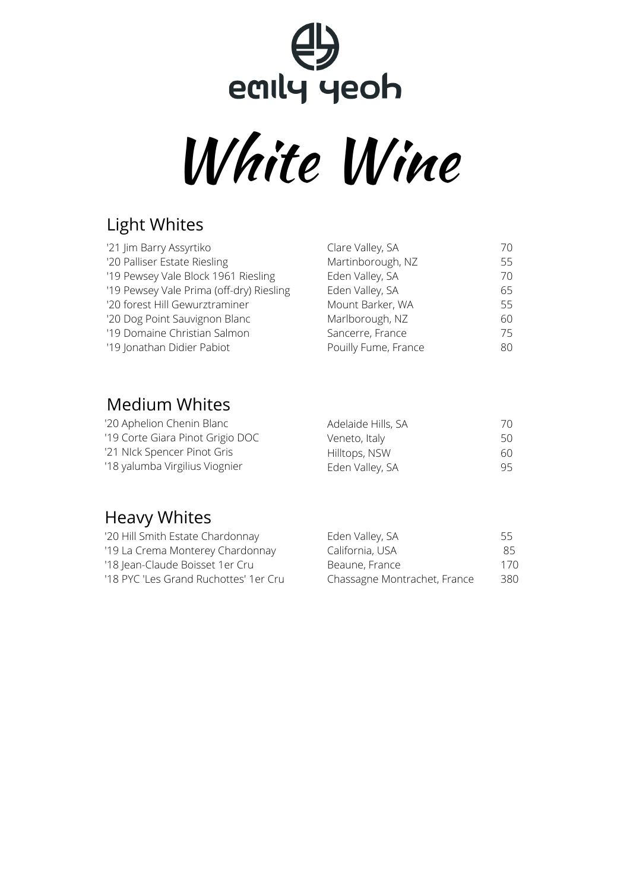emily yeoh

# White Wine

## Light Whites

| Wine | Region | Price |
|---|---|---|
| '21 Jim Barry Assyrtiko | Clare Valley, SA | 70 |
| '20 Palliser Estate Riesling | Martinborough, NZ | 55 |
| '19 Pewsey Vale Block 1961 Riesling | Eden Valley, SA | 70 |
| '19 Pewsey Vale Prima (off-dry) Riesling | Eden Valley, SA | 65 |
| '20 forest Hill Gewurztraminer | Mount Barker, WA | 55 |
| '20 Dog Point Sauvignon Blanc | Marlborough, NZ | 60 |
| '19 Domaine Christian Salmon | Sancerre, France | 75 |
| '19 Jonathan Didier Pabiot | Pouilly Fume, France | 80 |

## Medium Whites

| Wine | Region | Price |
|---|---|---|
| '20 Aphelion Chenin Blanc | Adelaide Hills, SA | 70 |
| '19 Corte Giara Pinot Grigio DOC | Veneto, Italy | 50 |
| '21 NIck Spencer Pinot Gris | Hilltops, NSW | 60 |
| '18 yalumba Virgilius Viognier | Eden Valley, SA | 95 |

## Heavy Whites

| Wine | Region | Price |
|---|---|---|
| '20 Hill Smith Estate Chardonnay | Eden Valley, SA | 55 |
| '19 La Crema Monterey Chardonnay | California, USA | 85 |
| '18 Jean-Claude Boisset 1er Cru | Beaune, France | 170 |
| '18 PYC 'Les Grand Ruchottes' 1er Cru | Chassagne Montrachet, France | 380 |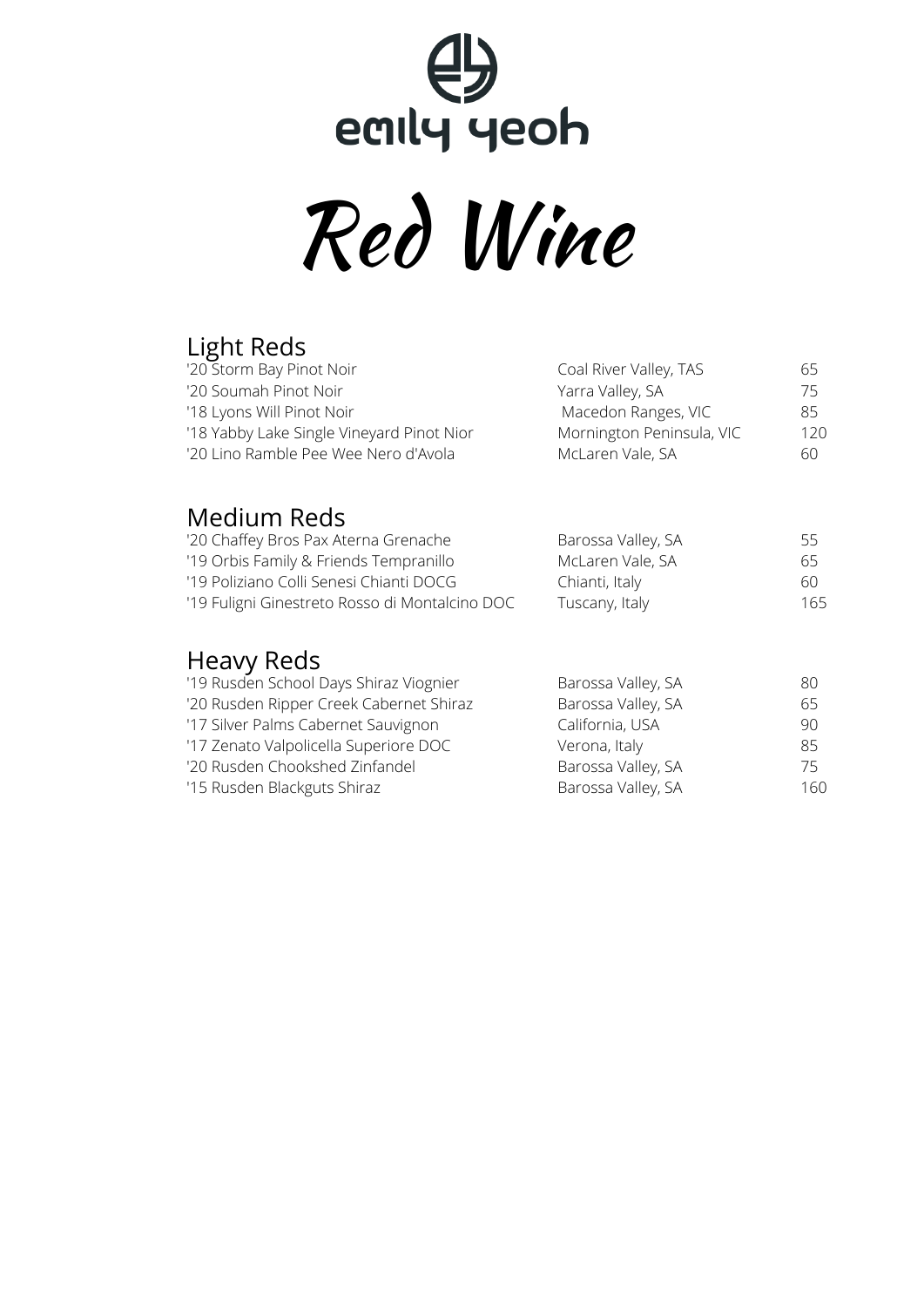emily yeoh

# Red Wine

## Light Reds

| | | |
|---|---|---|
| '20 Storm Bay Pinot Noir | Coal River Valley, TAS | 65 |
| '20 Soumah Pinot Noir | Yarra Valley, SA | 75 |
| '18 Lyons Will Pinot Noir | Macedon Ranges, VIC | 85 |
| '18 Yabby Lake Single Vineyard Pinot Nior | Mornington Peninsula, VIC | 120 |
| '20 Lino Ramble Pee Wee Nero d'Avola | McLaren Vale, SA | 60 |

## Medium Reds

| | | |
|---|---|---|
| '20 Chaffey Bros Pax Aterna Grenache | Barossa Valley, SA | 55 |
| '19 Orbis Family & Friends Tempranillo | McLaren Vale, SA | 65 |
| '19 Poliziano Colli Senesi Chianti DOCG | Chianti, Italy | 60 |
| '19 Fuligni Ginestreto Rosso di Montalcino DOC | Tuscany, Italy | 165 |

## Heavy Reds

| | | |
|---|---|---|
| '19 Rusden School Days Shiraz Viognier | Barossa Valley, SA | 80 |
| '20 Rusden Ripper Creek Cabernet Shiraz | Barossa Valley, SA | 65 |
| '17 Silver Palms Cabernet Sauvignon | California, USA | 90 |
| '17 Zenato Valpolicella Superiore DOC | Verona, Italy | 85 |
| '20 Rusden Chookshed Zinfandel | Barossa Valley, SA | 75 |
| '15 Rusden Blackguts Shiraz | Barossa Valley, SA | 160 |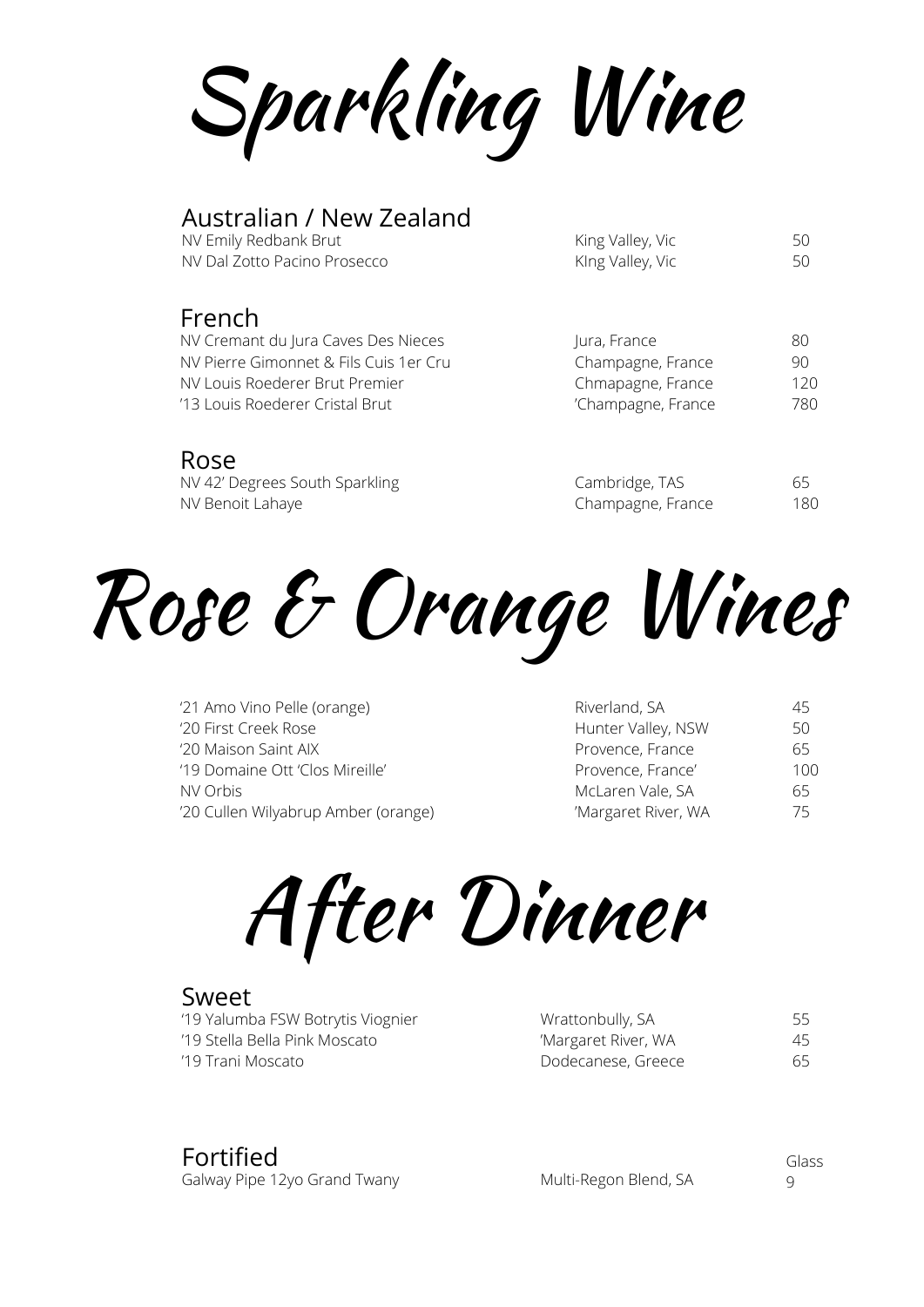# Sparkling Wine

## Australian / New Zealand

| | | |
|---|---|---|
| NV Emily Redbank Brut | King Valley, Vic | 50 |
| NV Dal Zotto Pacino Prosecco | KIng Valley, Vic | 50 |

## French

| | | |
|---|---|---|
| NV Cremant du Jura Caves Des Nieces | Jura, France | 80 |
| NV Pierre Gimonnet & Fils Cuis 1er Cru | Champagne, France | 90 |
| NV Louis Roederer Brut Premier | Chmapagne, France | 120 |
| '13 Louis Roederer Cristal Brut | 'Champagne, France | 780 |

## Rose

| | | |
|---|---|---|
| NV 42' Degrees South Sparkling | Cambridge, TAS | 65 |
| NV Benoit Lahaye | Champagne, France | 180 |

# Rose & Orange Wines

| | | |
|---|---|---|
| '21 Amo Vino Pelle (orange) | Riverland, SA | 45 |
| '20 First Creek Rose | Hunter Valley, NSW | 50 |
| '20 Maison Saint AIX | Provence, France | 65 |
| '19 Domaine Ott 'Clos Mireille' | Provence, France' | 100 |
| NV Orbis | McLaren Vale, SA | 65 |
| '20 Cullen Wilyabrup Amber (orange) | 'Margaret River, WA | 75 |

# After Dinner

## Sweet

| | | |
|---|---|---|
| '19 Yalumba FSW Botrytis Viognier | Wrattonbully, SA | 55 |
| '19 Stella Bella Pink Moscato | 'Margaret River, WA | 45 |
| '19 Trani Moscato | Dodecanese, Greece | 65 |

## Fortified

| | | Glass |
|---|---|---|
| Galway Pipe 12yo Grand Twany | Multi-Regon Blend, SA | 9 |